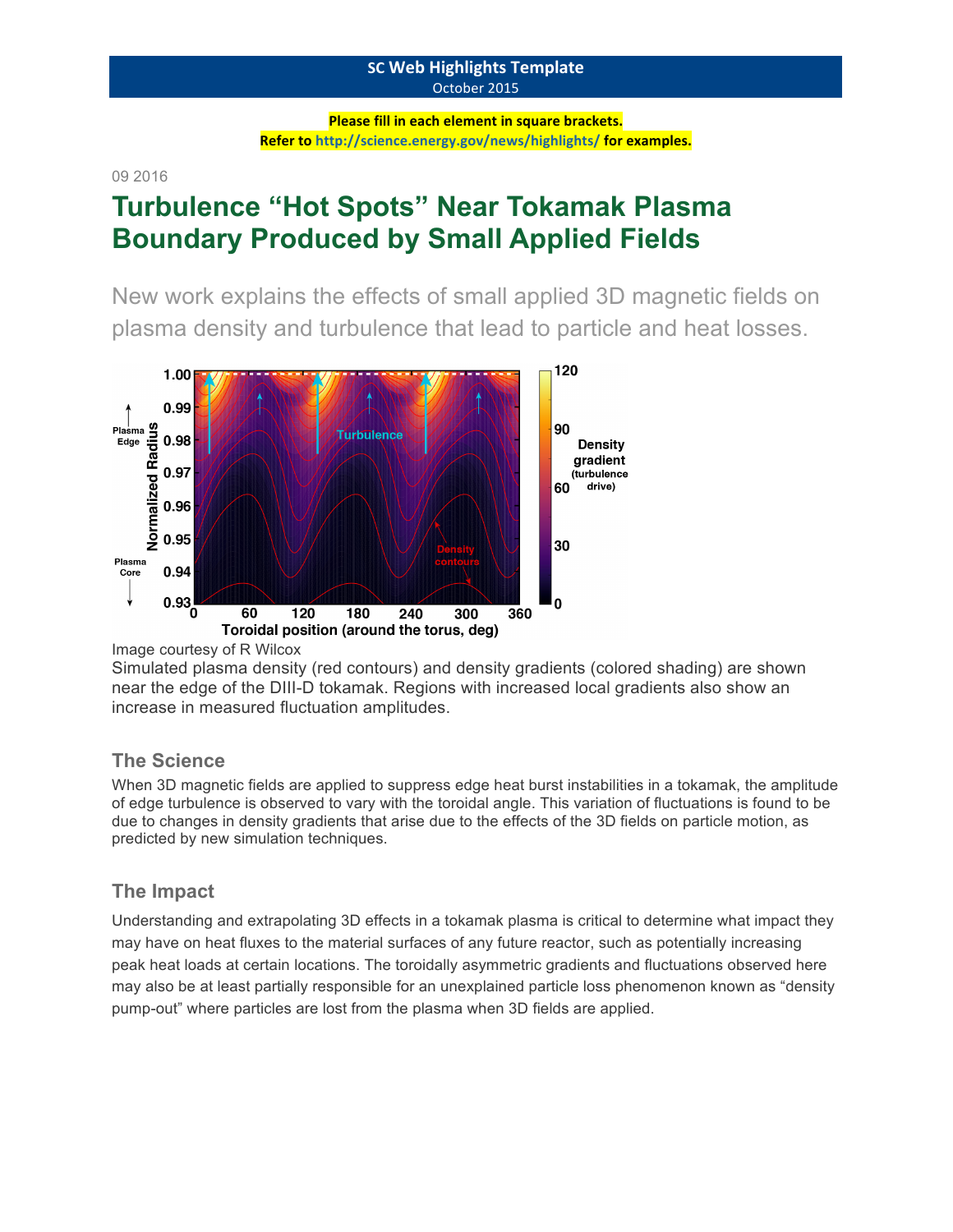SC Web Highlights Template
October 2015

**Please fill in each element in square brackets.**
**Refer to http://science.energy.gov/news/highlights/ for examples.**

09 2016

# Turbulence “Hot Spots” Near Tokamak Plasma Boundary Produced by Small Applied Fields

New work explains the effects of small applied 3D magnetic fields on plasma density and turbulence that lead to particle and heat losses.

Image courtesy of R Wilcox

Simulated plasma density (red contours) and density gradients (colored shading) are shown near the edge of the DIII-D tokamak. Regions with increased local gradients also show an increase in measured fluctuation amplitudes.

## The Science

When 3D magnetic fields are applied to suppress edge heat burst instabilities in a tokamak, the amplitude of edge turbulence is observed to vary with the toroidal angle. This variation of fluctuations is found to be due to changes in density gradients that arise due to the effects of the 3D fields on particle motion, as predicted by new simulation techniques.

## The Impact

Understanding and extrapolating 3D effects in a tokamak plasma is critical to determine what impact they may have on heat fluxes to the material surfaces of any future reactor, such as potentially increasing peak heat loads at certain locations. The toroidally asymmetric gradients and fluctuations observed here may also be at least partially responsible for an unexplained particle loss phenomenon known as “density pump-out” where particles are lost from the plasma when 3D fields are applied.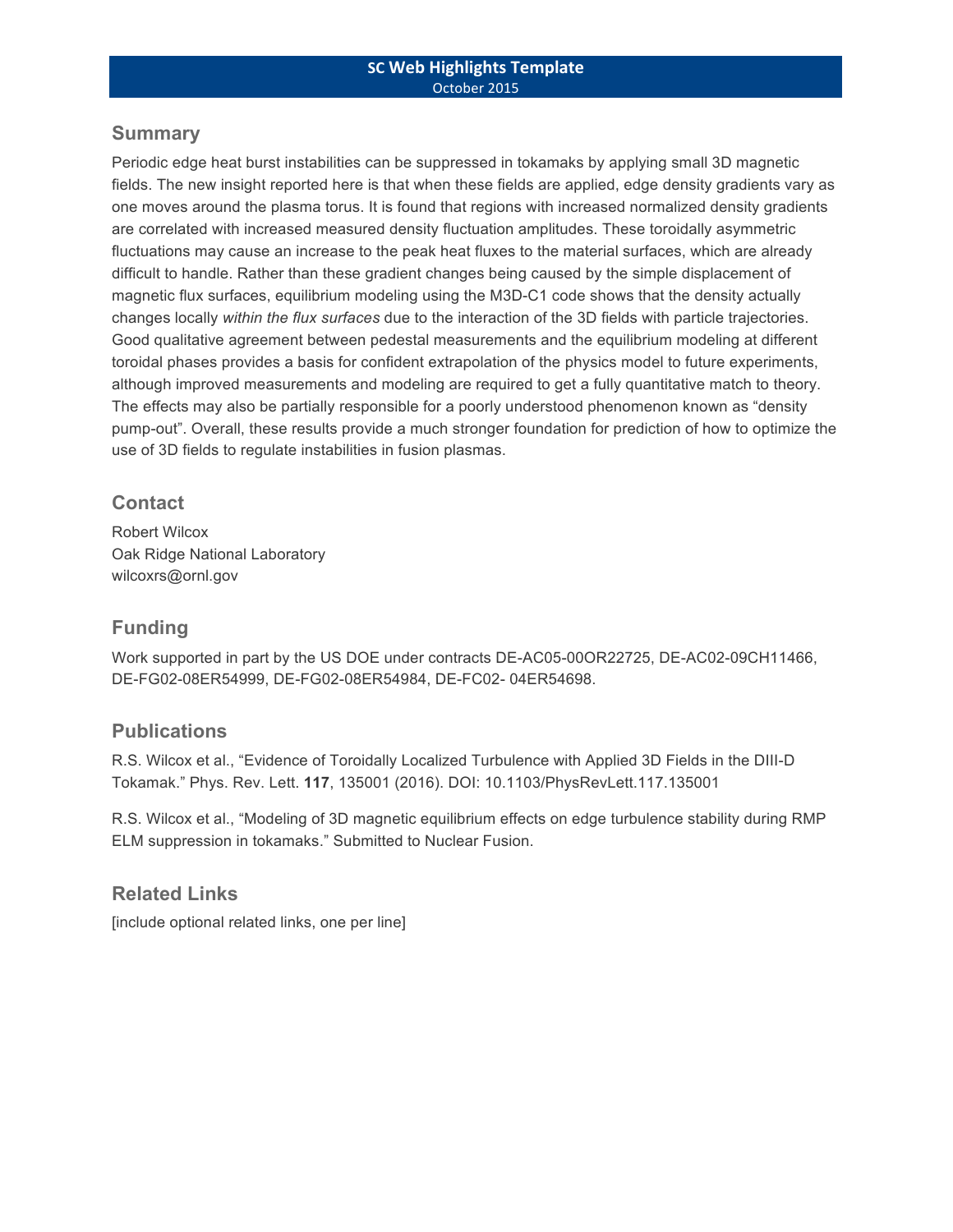**SC Web Highlights Template**
October 2015

## Summary

Periodic edge heat burst instabilities can be suppressed in tokamaks by applying small 3D magnetic fields. The new insight reported here is that when these fields are applied, edge density gradients vary as one moves around the plasma torus. It is found that regions with increased normalized density gradients are correlated with increased measured density fluctuation amplitudes. These toroidally asymmetric fluctuations may cause an increase to the peak heat fluxes to the material surfaces, which are already difficult to handle. Rather than these gradient changes being caused by the simple displacement of magnetic flux surfaces, equilibrium modeling using the M3D-C1 code shows that the density actually changes locally *within the flux surfaces* due to the interaction of the 3D fields with particle trajectories. Good qualitative agreement between pedestal measurements and the equilibrium modeling at different toroidal phases provides a basis for confident extrapolation of the physics model to future experiments, although improved measurements and modeling are required to get a fully quantitative match to theory. The effects may also be partially responsible for a poorly understood phenomenon known as "density pump-out". Overall, these results provide a much stronger foundation for prediction of how to optimize the use of 3D fields to regulate instabilities in fusion plasmas.

## Contact

Robert Wilcox
Oak Ridge National Laboratory
wilcoxrs@ornl.gov

## Funding

Work supported in part by the US DOE under contracts DE-AC05-00OR22725, DE-AC02-09CH11466, DE-FG02-08ER54999, DE-FG02-08ER54984, DE-FC02- 04ER54698.

## Publications

R.S. Wilcox et al., "Evidence of Toroidally Localized Turbulence with Applied 3D Fields in the DIII-D Tokamak." Phys. Rev. Lett. **117**, 135001 (2016). DOI: 10.1103/PhysRevLett.117.135001

R.S. Wilcox et al., "Modeling of 3D magnetic equilibrium effects on edge turbulence stability during RMP ELM suppression in tokamaks." Submitted to Nuclear Fusion.

## Related Links

[include optional related links, one per line]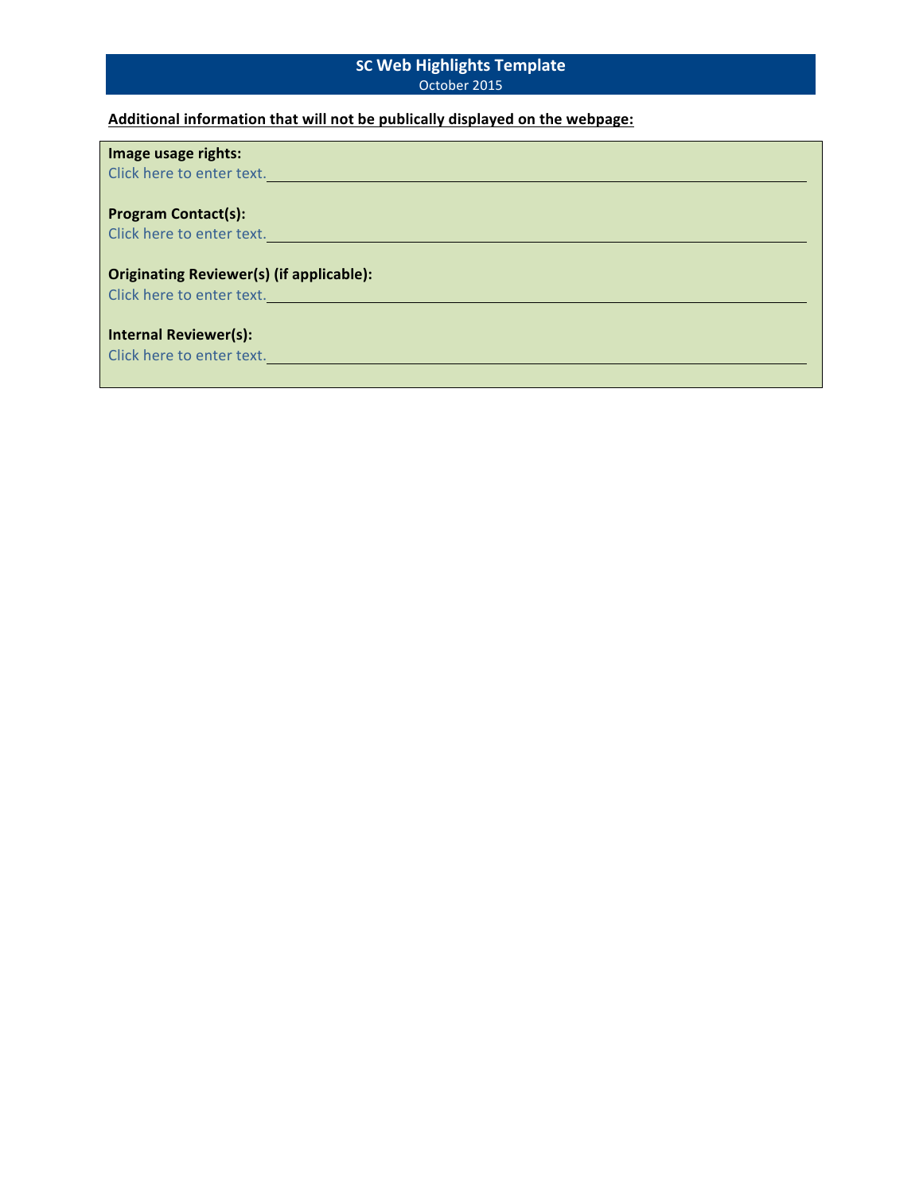## SC Web Highlights Template

October 2015

**Additional information that will not be publically displayed on the webpage:**

**Image usage rights:**

Click here to enter text.

**Program Contact(s):**

Click here to enter text.

**Originating Reviewer(s) (if applicable):**

Click here to enter text.

**Internal Reviewer(s):**

Click here to enter text.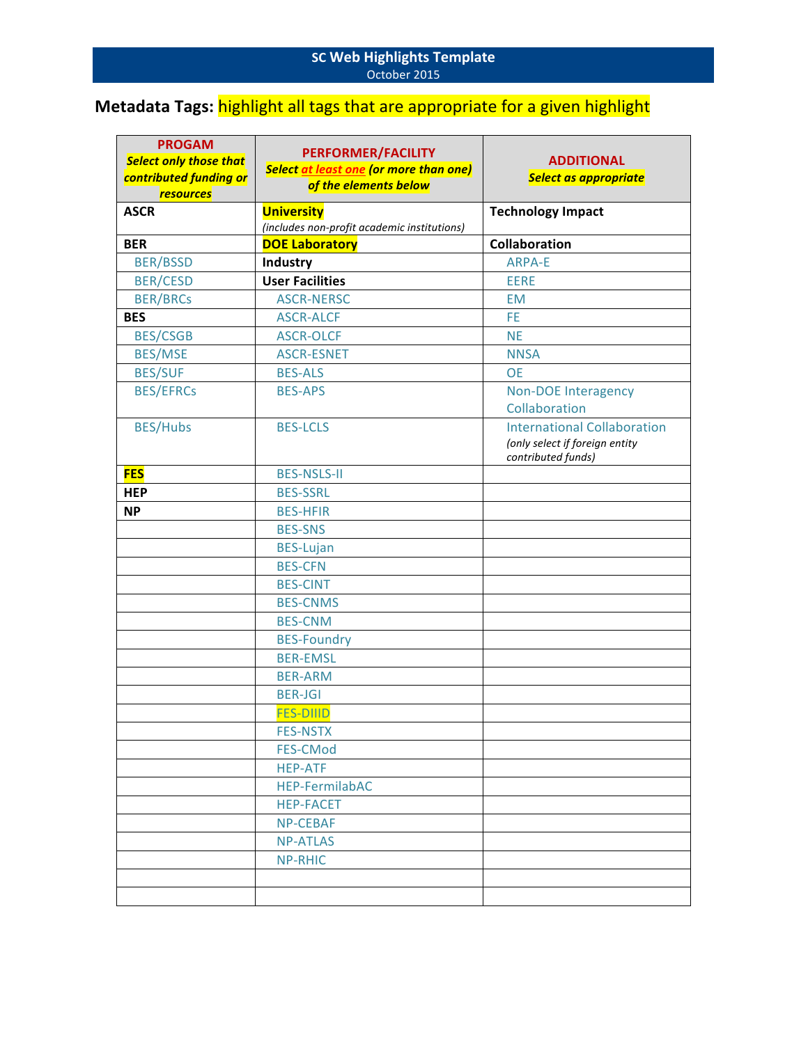**SC Web Highlights Template**
October 2015

## Metadata Tags: highlight all tags that are appropriate for a given highlight

| **PROGAM** *Select only those that contributed funding or resources* | **PERFORMER/FACILITY** *Select at least one (or more than one) of the elements below* | **ADDITIONAL** *Select as appropriate* |
|---|---|---|
| **ASCR** | **University** *(includes non-profit academic institutions)* | **Technology Impact** |
| **BER** | **DOE Laboratory** | **Collaboration** |
| BER/BSSD | **Industry** | ARPA-E |
| BER/CESD | **User Facilities** | EERE |
| BER/BRCs | ASCR-NERSC | EM |
| **BES** | ASCR-ALCF | FE |
| BES/CSGB | ASCR-OLCF | NE |
| BES/MSE | ASCR-ESNET | NNSA |
| BES/SUF | BES-ALS | OE |
| BES/EFRCs | BES-APS | Non-DOE Interagency Collaboration |
| BES/Hubs | BES-LCLS | International Collaboration *(only select if foreign entity contributed funds)* |
| **FES** | BES-NSLS-II | |
| **HEP** | BES-SSRL | |
| **NP** | BES-HFIR | |
| | BES-SNS | |
| | BES-Lujan | |
| | BES-CFN | |
| | BES-CINT | |
| | BES-CNMS | |
| | BES-CNM | |
| | BES-Foundry | |
| | BER-EMSL | |
| | BER-ARM | |
| | BER-JGI | |
| | FES-DIIID | |
| | FES-NSTX | |
| | FES-CMod | |
| | HEP-ATF | |
| | HEP-FermilabAC | |
| | HEP-FACET | |
| | NP-CEBAF | |
| | NP-ATLAS | |
| | NP-RHIC | |
| | | |
| | | |